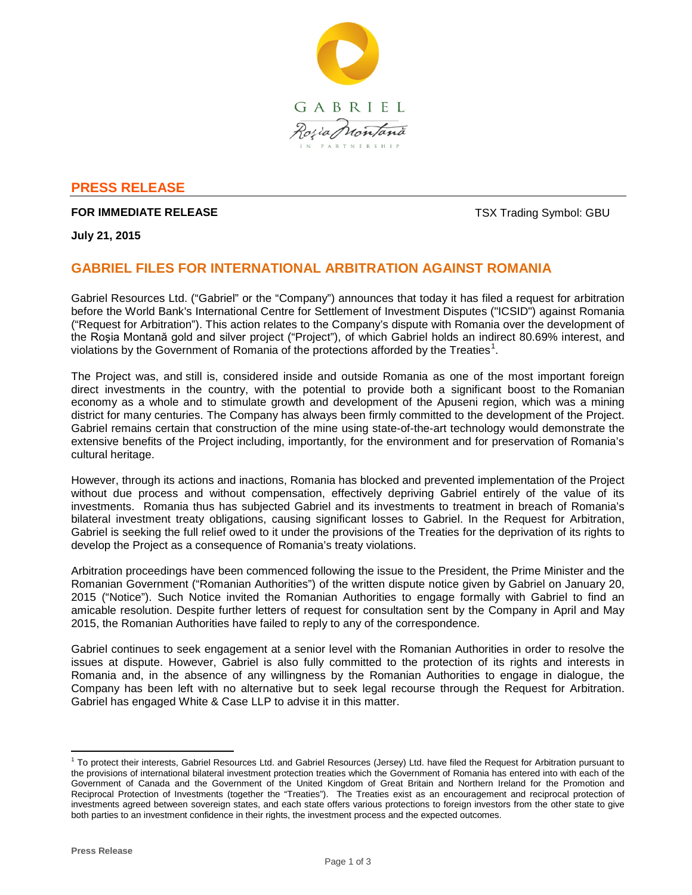GABRIEL

Roşia Montană

IN PARTNERSHIP

## PRESS RELEASE

**FOR IMMEDIATE RELEASE** TSX Trading Symbol: GBU

**July 21, 2015**

# GABRIEL FILES FOR INTERNATIONAL ARBITRATION AGAINST ROMANIA

Gabriel Resources Ltd. ("Gabriel" or the "Company") announces that today it has filed a request for arbitration before the World Bank's International Centre for Settlement of Investment Disputes ("ICSID") against Romania ("Request for Arbitration"). This action relates to the Company's dispute with Romania over the development of the Roşia Montană gold and silver project ("Project"), of which Gabriel holds an indirect 80.69% interest, and violations by the Government of Romania of the protections afforded by the Treaties[1].

The Project was, and still is, considered inside and outside Romania as one of the most important foreign direct investments in the country, with the potential to provide both a significant boost to the Romanian economy as a whole and to stimulate growth and development of the Apuseni region, which was a mining district for many centuries. The Company has always been firmly committed to the development of the Project. Gabriel remains certain that construction of the mine using state-of-the-art technology would demonstrate the extensive benefits of the Project including, importantly, for the environment and for preservation of Romania's cultural heritage.

However, through its actions and inactions, Romania has blocked and prevented implementation of the Project without due process and without compensation, effectively depriving Gabriel entirely of the value of its investments. Romania thus has subjected Gabriel and its investments to treatment in breach of Romania's bilateral investment treaty obligations, causing significant losses to Gabriel. In the Request for Arbitration, Gabriel is seeking the full relief owed to it under the provisions of the Treaties for the deprivation of its rights to develop the Project as a consequence of Romania's treaty violations.

Arbitration proceedings have been commenced following the issue to the President, the Prime Minister and the Romanian Government ("Romanian Authorities") of the written dispute notice given by Gabriel on January 20, 2015 ("Notice"). Such Notice invited the Romanian Authorities to engage formally with Gabriel to find an amicable resolution. Despite further letters of request for consultation sent by the Company in April and May 2015, the Romanian Authorities have failed to reply to any of the correspondence.

Gabriel continues to seek engagement at a senior level with the Romanian Authorities in order to resolve the issues at dispute. However, Gabriel is also fully committed to the protection of its rights and interests in Romania and, in the absence of any willingness by the Romanian Authorities to engage in dialogue, the Company has been left with no alternative but to seek legal recourse through the Request for Arbitration. Gabriel has engaged White & Case LLP to advise it in this matter.

---

[1] To protect their interests, Gabriel Resources Ltd. and Gabriel Resources (Jersey) Ltd. have filed the Request for Arbitration pursuant to the provisions of international bilateral investment protection treaties which the Government of Romania has entered into with each of the Government of Canada and the Government of the United Kingdom of Great Britain and Northern Ireland for the Promotion and Reciprocal Protection of Investments (together the "Treaties"). The Treaties exist as an encouragement and reciprocal protection of investments agreed between sovereign states, and each state offers various protections to foreign investors from the other state to give both parties to an investment confidence in their rights, the investment process and the expected outcomes.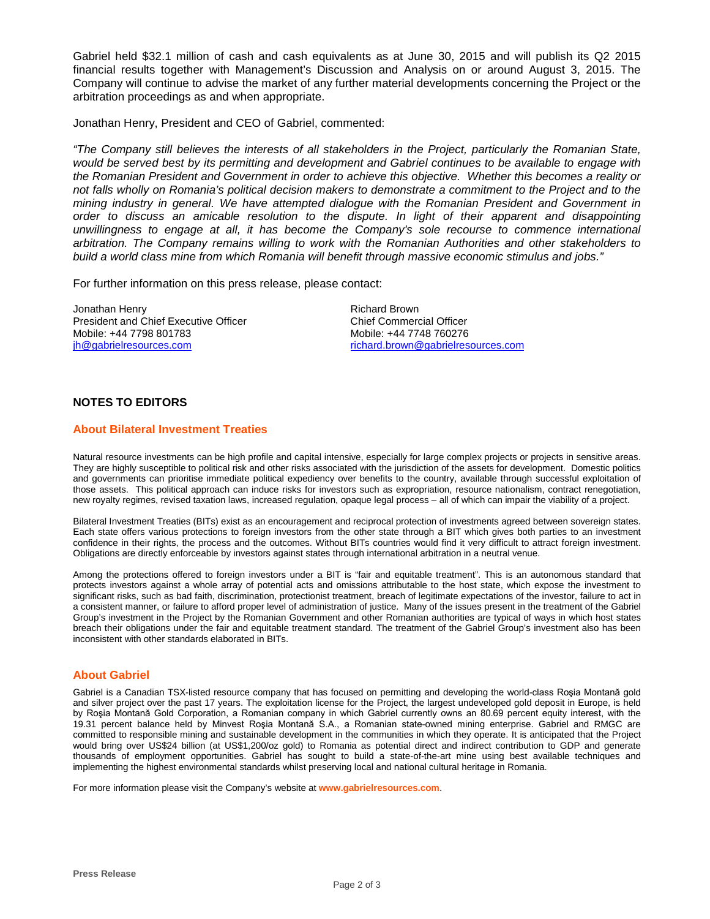Gabriel held $32.1 million of cash and cash equivalents as at June 30, 2015 and will publish its Q2 2015 financial results together with Management's Discussion and Analysis on or around August 3, 2015. The Company will continue to advise the market of any further material developments concerning the Project or the arbitration proceedings as and when appropriate.

Jonathan Henry, President and CEO of Gabriel, commented:

*"The Company still believes the interests of all stakeholders in the Project, particularly the Romanian State, would be served best by its permitting and development and Gabriel continues to be available to engage with the Romanian President and Government in order to achieve this objective. Whether this becomes a reality or not falls wholly on Romania's political decision makers to demonstrate a commitment to the Project and to the mining industry in general. We have attempted dialogue with the Romanian President and Government in order to discuss an amicable resolution to the dispute. In light of their apparent and disappointing unwillingness to engage at all, it has become the Company's sole recourse to commence international arbitration. The Company remains willing to work with the Romanian Authorities and other stakeholders to build a world class mine from which Romania will benefit through massive economic stimulus and jobs."*

For further information on this press release, please contact:

Jonathan Henry
President and Chief Executive Officer
Mobile: +44 7798 801783
jh@gabrielresources.com

Richard Brown
Chief Commercial Officer
Mobile: +44 7748 760276
richard.brown@gabrielresources.com

## NOTES TO EDITORS

### About Bilateral Investment Treaties

Natural resource investments can be high profile and capital intensive, especially for large complex projects or projects in sensitive areas. They are highly susceptible to political risk and other risks associated with the jurisdiction of the assets for development. Domestic politics and governments can prioritise immediate political expediency over benefits to the country, available through successful exploitation of those assets. This political approach can induce risks for investors such as expropriation, resource nationalism, contract renegotiation, new royalty regimes, revised taxation laws, increased regulation, opaque legal process – all of which can impair the viability of a project.

Bilateral Investment Treaties (BITs) exist as an encouragement and reciprocal protection of investments agreed between sovereign states. Each state offers various protections to foreign investors from the other state through a BIT which gives both parties to an investment confidence in their rights, the process and the outcomes. Without BITs countries would find it very difficult to attract foreign investment. Obligations are directly enforceable by investors against states through international arbitration in a neutral venue.

Among the protections offered to foreign investors under a BIT is "fair and equitable treatment". This is an autonomous standard that protects investors against a whole array of potential acts and omissions attributable to the host state, which expose the investment to significant risks, such as bad faith, discrimination, protectionist treatment, breach of legitimate expectations of the investor, failure to act in a consistent manner, or failure to afford proper level of administration of justice. Many of the issues present in the treatment of the Gabriel Group's investment in the Project by the Romanian Government and other Romanian authorities are typical of ways in which host states breach their obligations under the fair and equitable treatment standard. The treatment of the Gabriel Group's investment also has been inconsistent with other standards elaborated in BITs.

### About Gabriel

Gabriel is a Canadian TSX-listed resource company that has focused on permitting and developing the world-class Roşia Montană gold and silver project over the past 17 years. The exploitation license for the Project, the largest undeveloped gold deposit in Europe, is held by Roşia Montană Gold Corporation, a Romanian company in which Gabriel currently owns an 80.69 percent equity interest, with the 19.31 percent balance held by Minvest Roşia Montană S.A., a Romanian state-owned mining enterprise. Gabriel and RMGC are committed to responsible mining and sustainable development in the communities in which they operate. It is anticipated that the Project would bring over US$24 billion (at US$1,200/oz gold) to Romania as potential direct and indirect contribution to GDP and generate thousands of employment opportunities. Gabriel has sought to build a state-of-the-art mine using best available techniques and implementing the highest environmental standards whilst preserving local and national cultural heritage in Romania.

For more information please visit the Company's website at **www.gabrielresources.com**.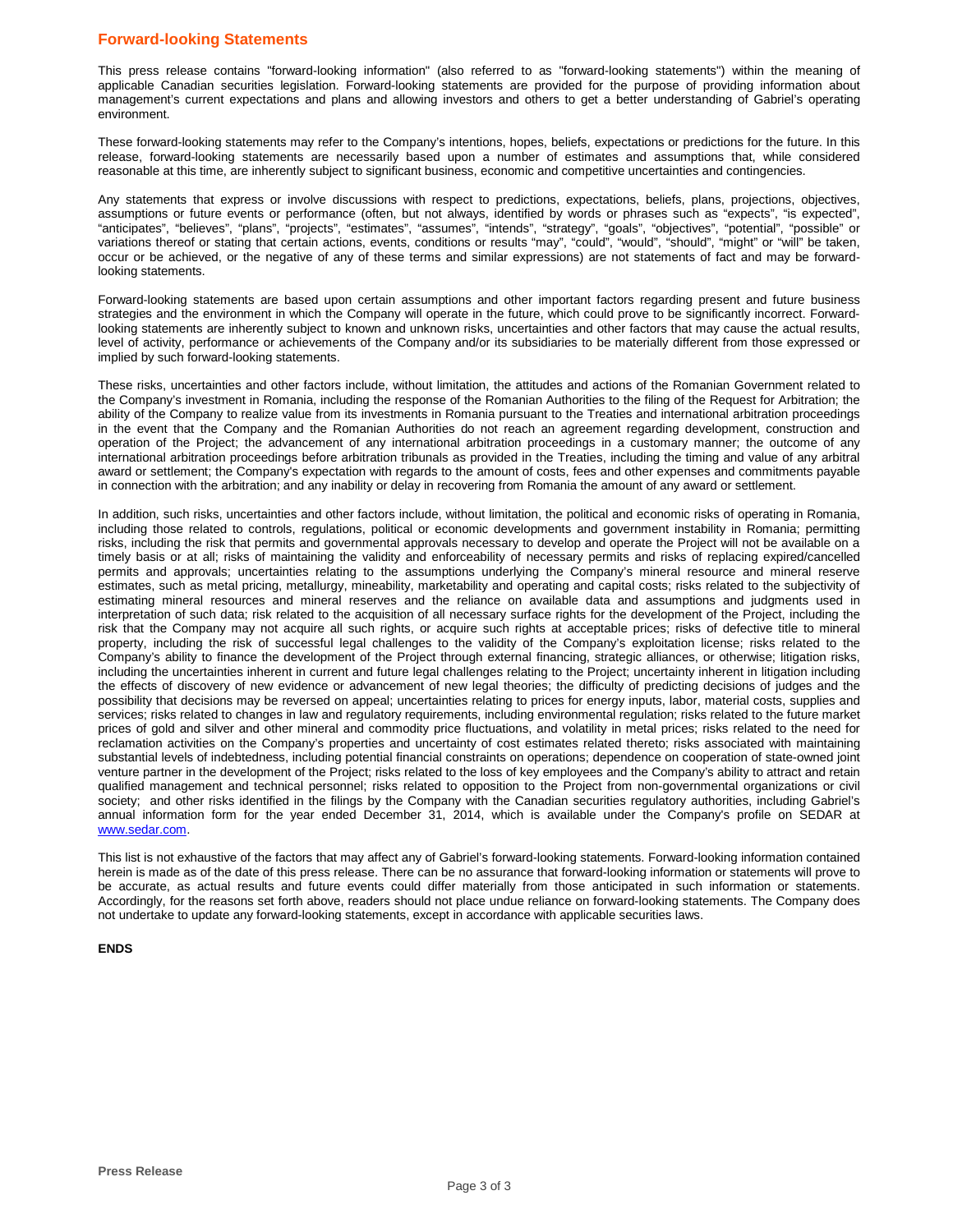## Forward-looking Statements

This press release contains "forward-looking information" (also referred to as "forward-looking statements") within the meaning of applicable Canadian securities legislation. Forward-looking statements are provided for the purpose of providing information about management's current expectations and plans and allowing investors and others to get a better understanding of Gabriel's operating environment.

These forward-looking statements may refer to the Company's intentions, hopes, beliefs, expectations or predictions for the future. In this release, forward-looking statements are necessarily based upon a number of estimates and assumptions that, while considered reasonable at this time, are inherently subject to significant business, economic and competitive uncertainties and contingencies.

Any statements that express or involve discussions with respect to predictions, expectations, beliefs, plans, projections, objectives, assumptions or future events or performance (often, but not always, identified by words or phrases such as "expects", "is expected", "anticipates", "believes", "plans", "projects", "estimates", "assumes", "intends", "strategy", "goals", "objectives", "potential", "possible" or variations thereof or stating that certain actions, events, conditions or results "may", "could", "would", "should", "might" or "will" be taken, occur or be achieved, or the negative of any of these terms and similar expressions) are not statements of fact and may be forward-looking statements.

Forward-looking statements are based upon certain assumptions and other important factors regarding present and future business strategies and the environment in which the Company will operate in the future, which could prove to be significantly incorrect. Forward-looking statements are inherently subject to known and unknown risks, uncertainties and other factors that may cause the actual results, level of activity, performance or achievements of the Company and/or its subsidiaries to be materially different from those expressed or implied by such forward-looking statements.

These risks, uncertainties and other factors include, without limitation, the attitudes and actions of the Romanian Government related to the Company's investment in Romania, including the response of the Romanian Authorities to the filing of the Request for Arbitration; the ability of the Company to realize value from its investments in Romania pursuant to the Treaties and international arbitration proceedings in the event that the Company and the Romanian Authorities do not reach an agreement regarding development, construction and operation of the Project; the advancement of any international arbitration proceedings in a customary manner; the outcome of any international arbitration proceedings before arbitration tribunals as provided in the Treaties, including the timing and value of any arbitral award or settlement; the Company's expectation with regards to the amount of costs, fees and other expenses and commitments payable in connection with the arbitration; and any inability or delay in recovering from Romania the amount of any award or settlement.

In addition, such risks, uncertainties and other factors include, without limitation, the political and economic risks of operating in Romania, including those related to controls, regulations, political or economic developments and government instability in Romania; permitting risks, including the risk that permits and governmental approvals necessary to develop and operate the Project will not be available on a timely basis or at all; risks of maintaining the validity and enforceability of necessary permits and risks of replacing expired/cancelled permits and approvals; uncertainties relating to the assumptions underlying the Company's mineral resource and mineral reserve estimates, such as metal pricing, metallurgy, mineability, marketability and operating and capital costs; risks related to the subjectivity of estimating mineral resources and mineral reserves and the reliance on available data and assumptions and judgments used in interpretation of such data; risk related to the acquisition of all necessary surface rights for the development of the Project, including the risk that the Company may not acquire all such rights, or acquire such rights at acceptable prices; risks of defective title to mineral property, including the risk of successful legal challenges to the validity of the Company's exploitation license; risks related to the Company's ability to finance the development of the Project through external financing, strategic alliances, or otherwise; litigation risks, including the uncertainties inherent in current and future legal challenges relating to the Project; uncertainty inherent in litigation including the effects of discovery of new evidence or advancement of new legal theories; the difficulty of predicting decisions of judges and the possibility that decisions may be reversed on appeal; uncertainties relating to prices for energy inputs, labor, material costs, supplies and services; risks related to changes in law and regulatory requirements, including environmental regulation; risks related to the future market prices of gold and silver and other mineral and commodity price fluctuations, and volatility in metal prices; risks related to the need for reclamation activities on the Company's properties and uncertainty of cost estimates related thereto; risks associated with maintaining substantial levels of indebtedness, including potential financial constraints on operations; dependence on cooperation of state-owned joint venture partner in the development of the Project; risks related to the loss of key employees and the Company's ability to attract and retain qualified management and technical personnel; risks related to opposition to the Project from non-governmental organizations or civil society; and other risks identified in the filings by the Company with the Canadian securities regulatory authorities, including Gabriel's annual information form for the year ended December 31, 2014, which is available under the Company's profile on SEDAR at www.sedar.com.

This list is not exhaustive of the factors that may affect any of Gabriel's forward-looking statements. Forward-looking information contained herein is made as of the date of this press release. There can be no assurance that forward-looking information or statements will prove to be accurate, as actual results and future events could differ materially from those anticipated in such information or statements. Accordingly, for the reasons set forth above, readers should not place undue reliance on forward-looking statements. The Company does not undertake to update any forward-looking statements, except in accordance with applicable securities laws.

**ENDS**